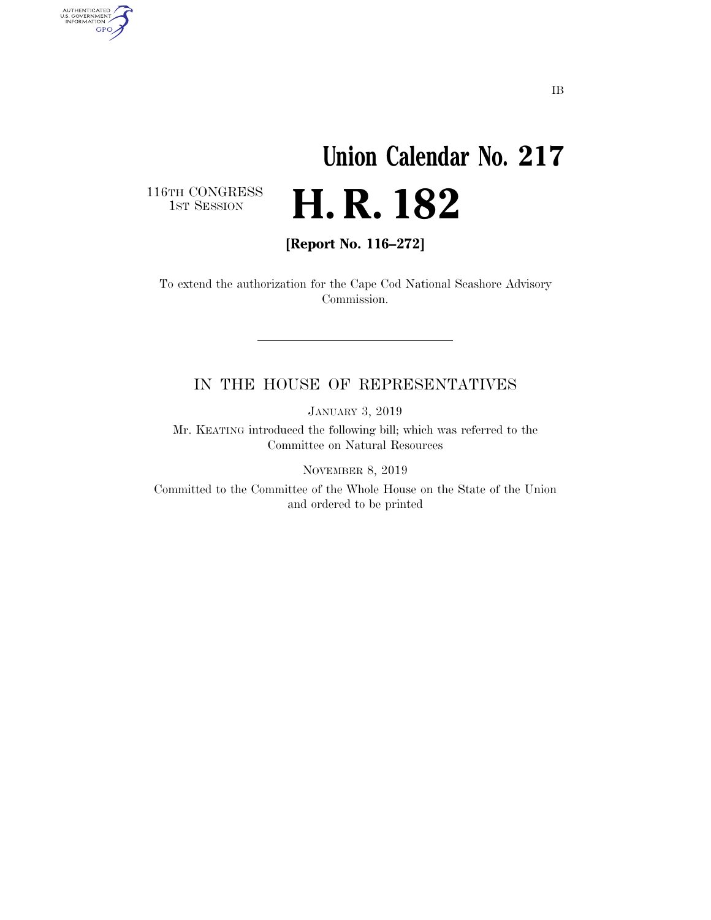IB

# Union Calendar No. 217

116TH CONGRESS
1ST SESSION

# H. R. 182

**[Report No. 116–272]**

To extend the authorization for the Cape Cod National Seashore Advisory Commission.

---

IN THE HOUSE OF REPRESENTATIVES

JANUARY 3, 2019

Mr. KEATING introduced the following bill; which was referred to the Committee on Natural Resources

NOVEMBER 8, 2019

Committed to the Committee of the Whole House on the State of the Union and ordered to be printed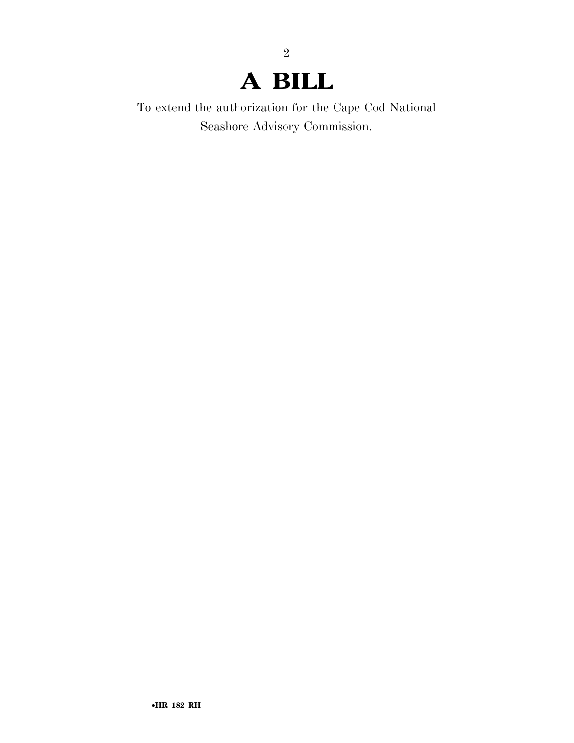# A BILL

To extend the authorization for the Cape Cod National Seashore Advisory Commission.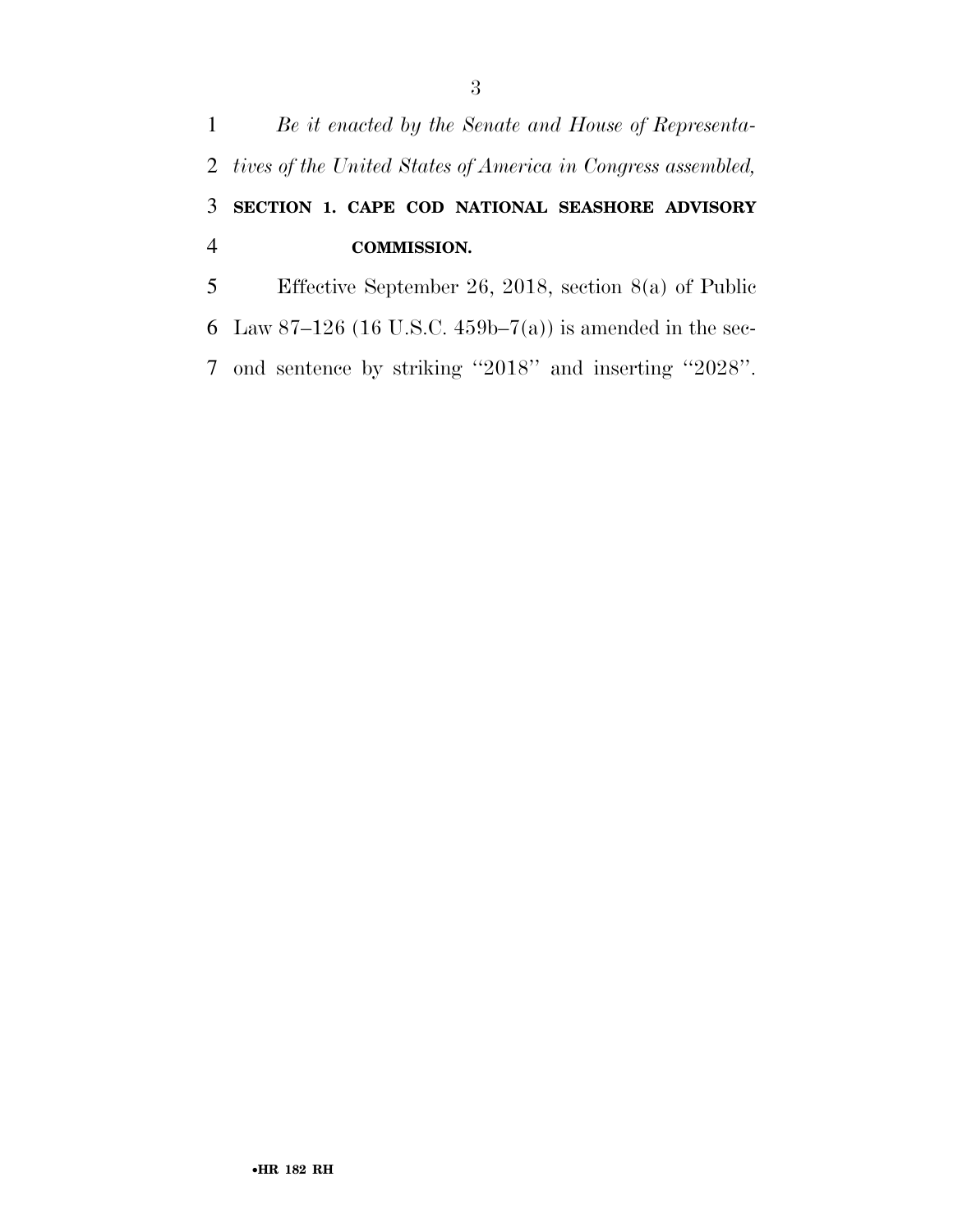*Be it enacted by the Senate and House of Representatives of the United States of America in Congress assembled,*

## SECTION 1. CAPE COD NATIONAL SEASHORE ADVISORY COMMISSION.

Effective September 26, 2018, section 8(a) of Public Law 87–126 (16 U.S.C. 459b–7(a)) is amended in the second sentence by striking ''2018'' and inserting ''2028''.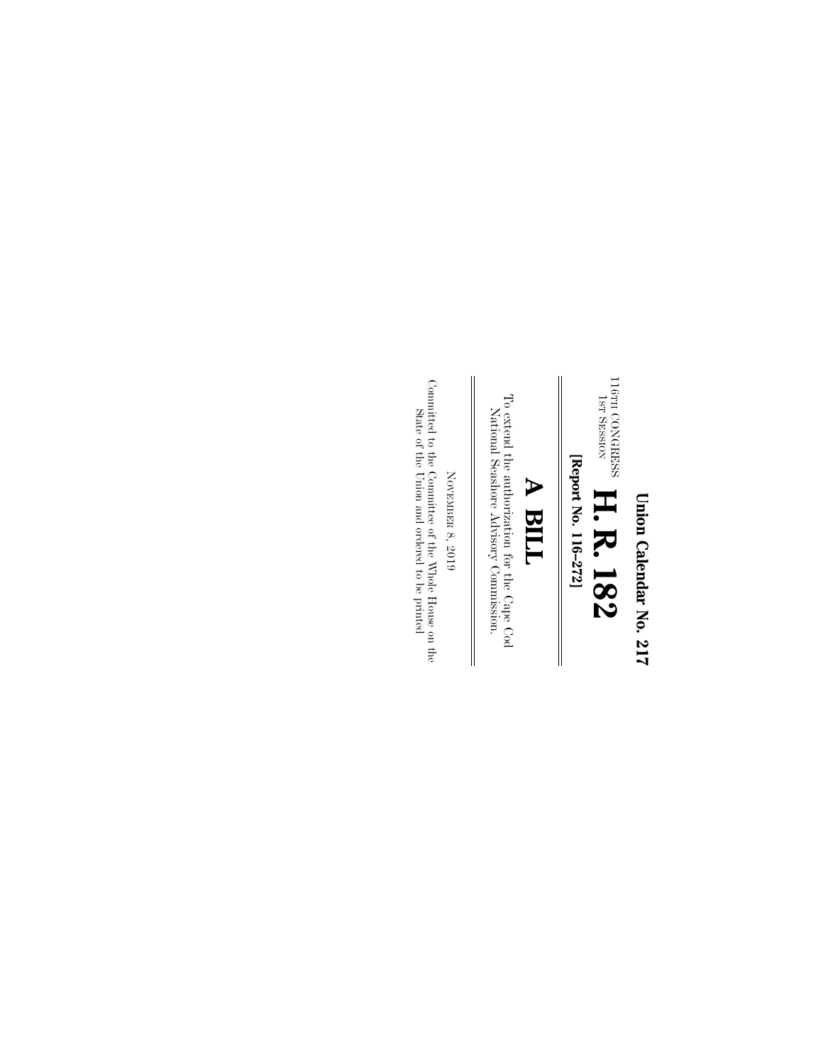**Union Calendar No. 217**

116TH CONGRESS
1ST SESSION

# H. R. 182

**[Report No. 116–272]**

# A BILL

To extend the authorization for the Cape Cod National Seashore Advisory Commission.

NOVEMBER 8, 2019

Committed to the Committee of the Whole House on the State of the Union and ordered to be printed